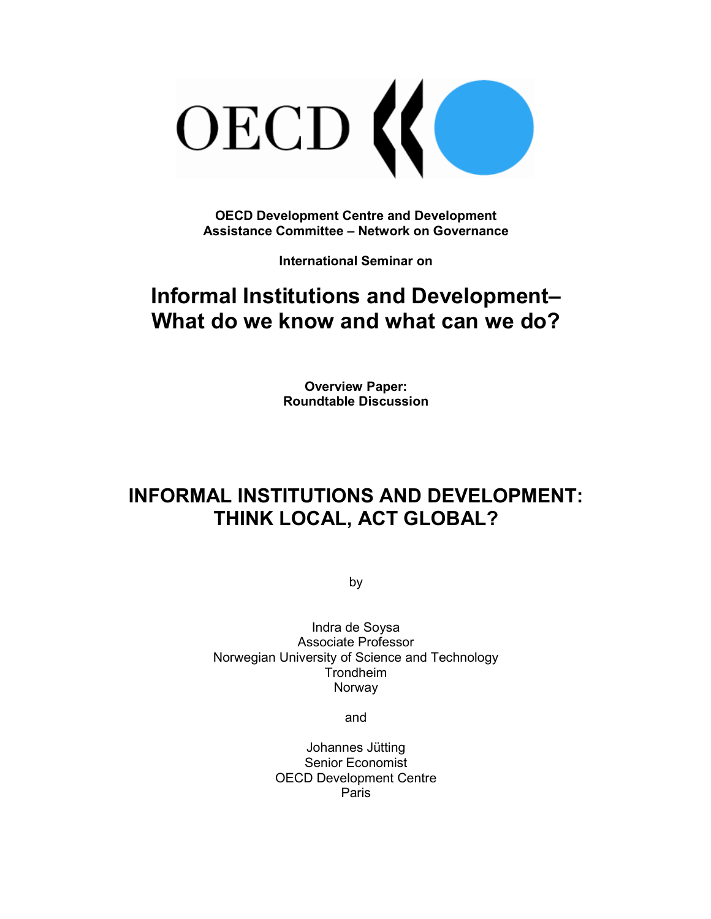OECD

**OECD Development Centre and Development Assistance Committee – Network on Governance**

**International Seminar on**

# Informal Institutions and Development– What do we know and what can we do?

**Overview Paper: Roundtable Discussion**

# INFORMAL INSTITUTIONS AND DEVELOPMENT: THINK LOCAL, ACT GLOBAL?

by

Indra de Soysa
Associate Professor
Norwegian University of Science and Technology
Trondheim
Norway

and

Johannes Jütting
Senior Economist
OECD Development Centre
Paris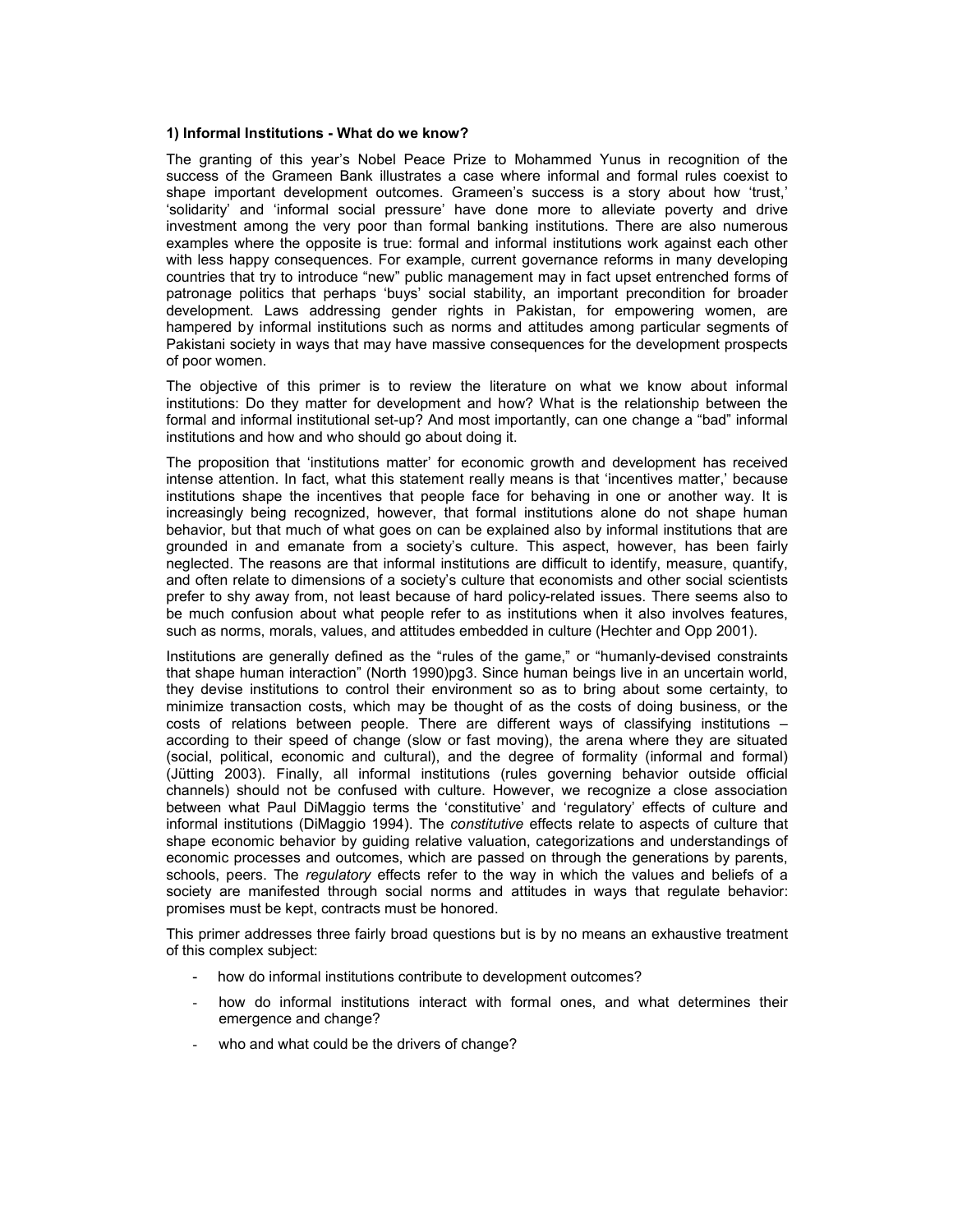### 1) Informal Institutions - What do we know?

The granting of this year's Nobel Peace Prize to Mohammed Yunus in recognition of the success of the Grameen Bank illustrates a case where informal and formal rules coexist to shape important development outcomes. Grameen's success is a story about how 'trust,' 'solidarity' and 'informal social pressure' have done more to alleviate poverty and drive investment among the very poor than formal banking institutions. There are also numerous examples where the opposite is true: formal and informal institutions work against each other with less happy consequences. For example, current governance reforms in many developing countries that try to introduce "new" public management may in fact upset entrenched forms of patronage politics that perhaps 'buys' social stability, an important precondition for broader development. Laws addressing gender rights in Pakistan, for empowering women, are hampered by informal institutions such as norms and attitudes among particular segments of Pakistani society in ways that may have massive consequences for the development prospects of poor women.

The objective of this primer is to review the literature on what we know about informal institutions: Do they matter for development and how? What is the relationship between the formal and informal institutional set-up? And most importantly, can one change a "bad" informal institutions and how and who should go about doing it.

The proposition that 'institutions matter' for economic growth and development has received intense attention. In fact, what this statement really means is that 'incentives matter,' because institutions shape the incentives that people face for behaving in one or another way. It is increasingly being recognized, however, that formal institutions alone do not shape human behavior, but that much of what goes on can be explained also by informal institutions that are grounded in and emanate from a society's culture. This aspect, however, has been fairly neglected. The reasons are that informal institutions are difficult to identify, measure, quantify, and often relate to dimensions of a society's culture that economists and other social scientists prefer to shy away from, not least because of hard policy-related issues. There seems also to be much confusion about what people refer to as institutions when it also involves features, such as norms, morals, values, and attitudes embedded in culture (Hechter and Opp 2001).

Institutions are generally defined as the "rules of the game," or "humanly-devised constraints that shape human interaction" (North 1990)pg3. Since human beings live in an uncertain world, they devise institutions to control their environment so as to bring about some certainty, to minimize transaction costs, which may be thought of as the costs of doing business, or the costs of relations between people. There are different ways of classifying institutions – according to their speed of change (slow or fast moving), the arena where they are situated (social, political, economic and cultural), and the degree of formality (informal and formal) (Jütting 2003). Finally, all informal institutions (rules governing behavior outside official channels) should not be confused with culture. However, we recognize a close association between what Paul DiMaggio terms the 'constitutive' and 'regulatory' effects of culture and informal institutions (DiMaggio 1994). The *constitutive* effects relate to aspects of culture that shape economic behavior by guiding relative valuation, categorizations and understandings of economic processes and outcomes, which are passed on through the generations by parents, schools, peers. The *regulatory* effects refer to the way in which the values and beliefs of a society are manifested through social norms and attitudes in ways that regulate behavior: promises must be kept, contracts must be honored.

This primer addresses three fairly broad questions but is by no means an exhaustive treatment of this complex subject:

- how do informal institutions contribute to development outcomes?
- how do informal institutions interact with formal ones, and what determines their emergence and change?
- who and what could be the drivers of change?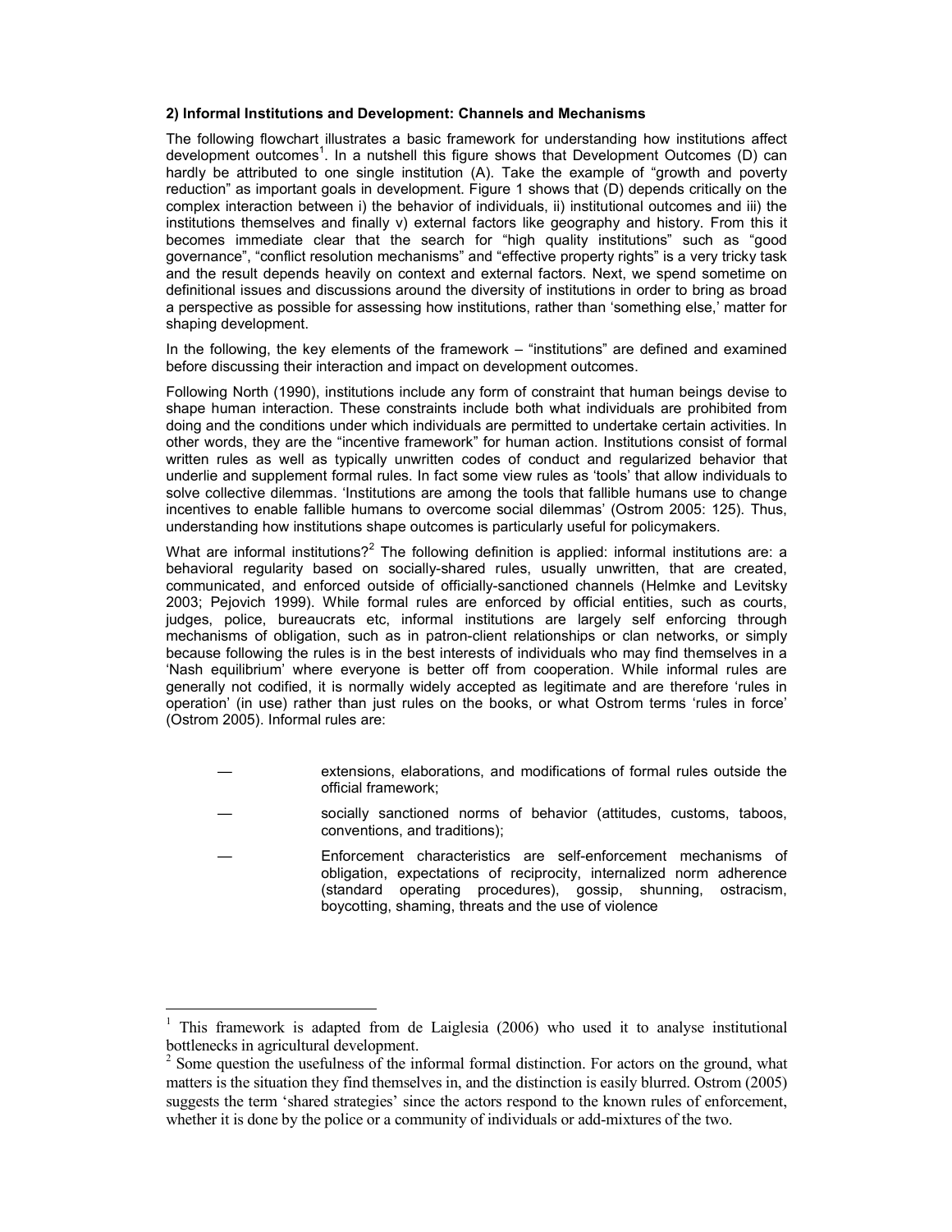### 2) Informal Institutions and Development: Channels and Mechanisms

The following flowchart illustrates a basic framework for understanding how institutions affect development outcomes[1]. In a nutshell this figure shows that Development Outcomes (D) can hardly be attributed to one single institution (A). Take the example of "growth and poverty reduction" as important goals in development. Figure 1 shows that (D) depends critically on the complex interaction between i) the behavior of individuals, ii) institutional outcomes and iii) the institutions themselves and finally v) external factors like geography and history. From this it becomes immediate clear that the search for "high quality institutions" such as "good governance", "conflict resolution mechanisms" and "effective property rights" is a very tricky task and the result depends heavily on context and external factors. Next, we spend sometime on definitional issues and discussions around the diversity of institutions in order to bring as broad a perspective as possible for assessing how institutions, rather than 'something else,' matter for shaping development.

In the following, the key elements of the framework – "institutions" are defined and examined before discussing their interaction and impact on development outcomes.

Following North (1990), institutions include any form of constraint that human beings devise to shape human interaction. These constraints include both what individuals are prohibited from doing and the conditions under which individuals are permitted to undertake certain activities. In other words, they are the "incentive framework" for human action. Institutions consist of formal written rules as well as typically unwritten codes of conduct and regularized behavior that underlie and supplement formal rules. In fact some view rules as 'tools' that allow individuals to solve collective dilemmas. 'Institutions are among the tools that fallible humans use to change incentives to enable fallible humans to overcome social dilemmas' (Ostrom 2005: 125). Thus, understanding how institutions shape outcomes is particularly useful for policymakers.

What are informal institutions?[2] The following definition is applied: informal institutions are: a behavioral regularity based on socially-shared rules, usually unwritten, that are created, communicated, and enforced outside of officially-sanctioned channels (Helmke and Levitsky 2003; Pejovich 1999). While formal rules are enforced by official entities, such as courts, judges, police, bureaucrats etc, informal institutions are largely self enforcing through mechanisms of obligation, such as in patron-client relationships or clan networks, or simply because following the rules is in the best interests of individuals who may find themselves in a 'Nash equilibrium' where everyone is better off from cooperation. While informal rules are generally not codified, it is normally widely accepted as legitimate and are therefore 'rules in operation' (in use) rather than just rules on the books, or what Ostrom terms 'rules in force' (Ostrom 2005). Informal rules are:

— extensions, elaborations, and modifications of formal rules outside the official framework;

— socially sanctioned norms of behavior (attitudes, customs, taboos, conventions, and traditions);

— Enforcement characteristics are self-enforcement mechanisms of obligation, expectations of reciprocity, internalized norm adherence (standard operating procedures), gossip, shunning, ostracism, boycotting, shaming, threats and the use of violence

[1] This framework is adapted from de Laiglesia (2006) who used it to analyse institutional bottlenecks in agricultural development.

[2] Some question the usefulness of the informal formal distinction. For actors on the ground, what matters is the situation they find themselves in, and the distinction is easily blurred. Ostrom (2005) suggests the term 'shared strategies' since the actors respond to the known rules of enforcement, whether it is done by the police or a community of individuals or add-mixtures of the two.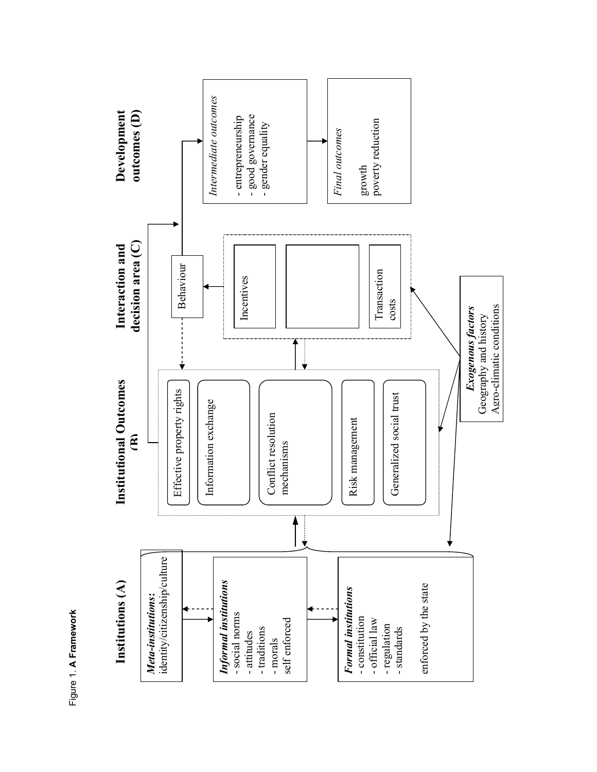Figure 1. **A Framework**

**Institutions (A)**

*Meta-institutions*: identity/citizenship/culture

*Informal institutions*
- social norms
- attitudes
- traditions
- morals

self enforced

*Formal institutions*
- constitution
- official law
- regulation
- standards

enforced by the state

**Institutional Outcomes (R)**

- Effective property rights
- Information exchange
- Conflict resolution mechanisms
- Risk management
- Generalized social trust

**Interaction and decision area (C)**

- Incentives
- Transaction costs

Behaviour

**Development outcomes (D)**

*Intermediate outcomes*
- entrepreneurship
- good governance
- gender equality

*Final outcomes*

growth
poverty reduction

***Exogenous factors***
Geography and history
Agro-climatic conditions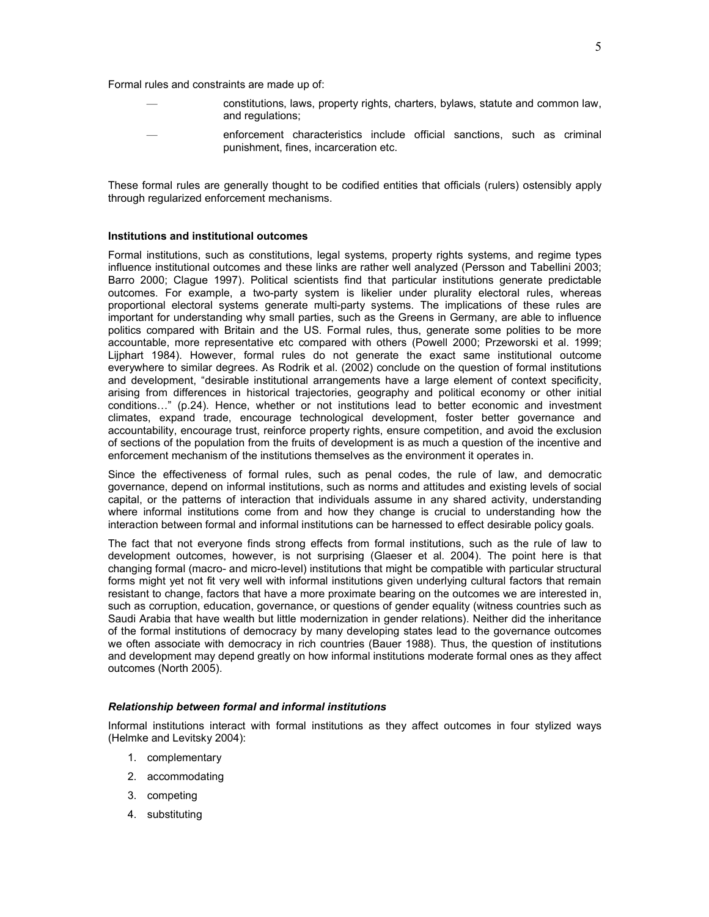Formal rules and constraints are made up of:

- constitutions, laws, property rights, charters, bylaws, statute and common law, and regulations;
- enforcement characteristics include official sanctions, such as criminal punishment, fines, incarceration etc.

These formal rules are generally thought to be codified entities that officials (rulers) ostensibly apply through regularized enforcement mechanisms.

**Institutions and institutional outcomes**

Formal institutions, such as constitutions, legal systems, property rights systems, and regime types influence institutional outcomes and these links are rather well analyzed (Persson and Tabellini 2003; Barro 2000; Clague 1997). Political scientists find that particular institutions generate predictable outcomes. For example, a two-party system is likelier under plurality electoral rules, whereas proportional electoral systems generate multi-party systems. The implications of these rules are important for understanding why small parties, such as the Greens in Germany, are able to influence politics compared with Britain and the US. Formal rules, thus, generate some polities to be more accountable, more representative etc compared with others (Powell 2000; Przeworski et al. 1999; Lijphart 1984). However, formal rules do not generate the exact same institutional outcome everywhere to similar degrees. As Rodrik et al. (2002) conclude on the question of formal institutions and development, "desirable institutional arrangements have a large element of context specificity, arising from differences in historical trajectories, geography and political economy or other initial conditions…" (p.24). Hence, whether or not institutions lead to better economic and investment climates, expand trade, encourage technological development, foster better governance and accountability, encourage trust, reinforce property rights, ensure competition, and avoid the exclusion of sections of the population from the fruits of development is as much a question of the incentive and enforcement mechanism of the institutions themselves as the environment it operates in.

Since the effectiveness of formal rules, such as penal codes, the rule of law, and democratic governance, depend on informal institutions, such as norms and attitudes and existing levels of social capital, or the patterns of interaction that individuals assume in any shared activity, understanding where informal institutions come from and how they change is crucial to understanding how the interaction between formal and informal institutions can be harnessed to effect desirable policy goals.

The fact that not everyone finds strong effects from formal institutions, such as the rule of law to development outcomes, however, is not surprising (Glaeser et al. 2004). The point here is that changing formal (macro- and micro-level) institutions that might be compatible with particular structural forms might yet not fit very well with informal institutions given underlying cultural factors that remain resistant to change, factors that have a more proximate bearing on the outcomes we are interested in, such as corruption, education, governance, or questions of gender equality (witness countries such as Saudi Arabia that have wealth but little modernization in gender relations). Neither did the inheritance of the formal institutions of democracy by many developing states lead to the governance outcomes we often associate with democracy in rich countries (Bauer 1988). Thus, the question of institutions and development may depend greatly on how informal institutions moderate formal ones as they affect outcomes (North 2005).

***Relationship between formal and informal institutions***

Informal institutions interact with formal institutions as they affect outcomes in four stylized ways (Helmke and Levitsky 2004):

1. complementary
2. accommodating
3. competing
4. substituting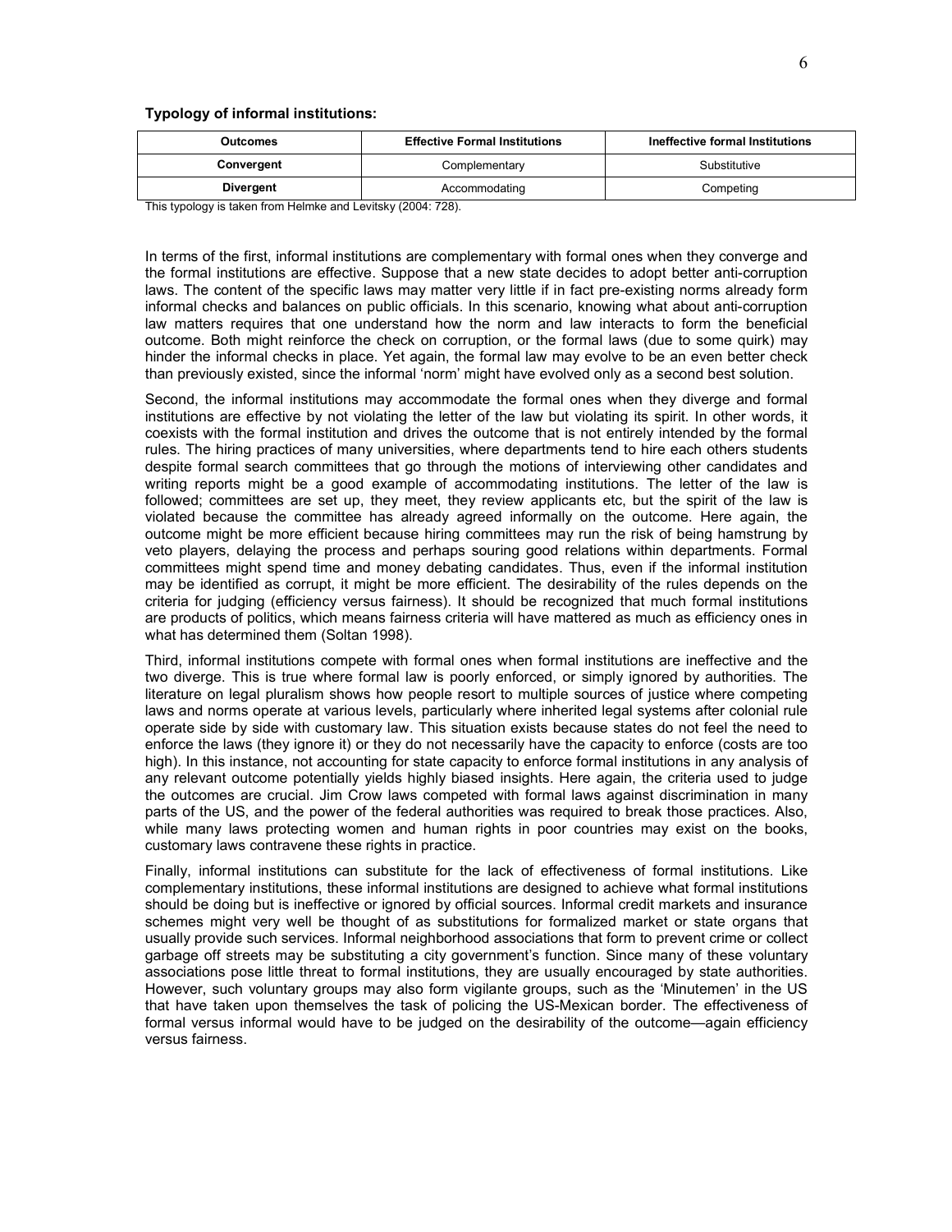**Typology of informal institutions:**

| Outcomes | Effective Formal Institutions | Ineffective formal Institutions |
| --- | --- | --- |
| **Convergent** | Complementary | Substitutive |
| **Divergent** | Accommodating | Competing |

This typology is taken from Helmke and Levitsky (2004: 728).

In terms of the first, informal institutions are complementary with formal ones when they converge and the formal institutions are effective. Suppose that a new state decides to adopt better anti-corruption laws. The content of the specific laws may matter very little if in fact pre-existing norms already form informal checks and balances on public officials. In this scenario, knowing what about anti-corruption law matters requires that one understand how the norm and law interacts to form the beneficial outcome. Both might reinforce the check on corruption, or the formal laws (due to some quirk) may hinder the informal checks in place. Yet again, the formal law may evolve to be an even better check than previously existed, since the informal 'norm' might have evolved only as a second best solution.

Second, the informal institutions may accommodate the formal ones when they diverge and formal institutions are effective by not violating the letter of the law but violating its spirit. In other words, it coexists with the formal institution and drives the outcome that is not entirely intended by the formal rules. The hiring practices of many universities, where departments tend to hire each others students despite formal search committees that go through the motions of interviewing other candidates and writing reports might be a good example of accommodating institutions. The letter of the law is followed; committees are set up, they meet, they review applicants etc, but the spirit of the law is violated because the committee has already agreed informally on the outcome. Here again, the outcome might be more efficient because hiring committees may run the risk of being hamstrung by veto players, delaying the process and perhaps souring good relations within departments. Formal committees might spend time and money debating candidates. Thus, even if the informal institution may be identified as corrupt, it might be more efficient. The desirability of the rules depends on the criteria for judging (efficiency versus fairness). It should be recognized that much formal institutions are products of politics, which means fairness criteria will have mattered as much as efficiency ones in what has determined them (Soltan 1998).

Third, informal institutions compete with formal ones when formal institutions are ineffective and the two diverge. This is true where formal law is poorly enforced, or simply ignored by authorities. The literature on legal pluralism shows how people resort to multiple sources of justice where competing laws and norms operate at various levels, particularly where inherited legal systems after colonial rule operate side by side with customary law. This situation exists because states do not feel the need to enforce the laws (they ignore it) or they do not necessarily have the capacity to enforce (costs are too high). In this instance, not accounting for state capacity to enforce formal institutions in any analysis of any relevant outcome potentially yields highly biased insights. Here again, the criteria used to judge the outcomes are crucial. Jim Crow laws competed with formal laws against discrimination in many parts of the US, and the power of the federal authorities was required to break those practices. Also, while many laws protecting women and human rights in poor countries may exist on the books, customary laws contravene these rights in practice.

Finally, informal institutions can substitute for the lack of effectiveness of formal institutions. Like complementary institutions, these informal institutions are designed to achieve what formal institutions should be doing but is ineffective or ignored by official sources. Informal credit markets and insurance schemes might very well be thought of as substitutions for formalized market or state organs that usually provide such services. Informal neighborhood associations that form to prevent crime or collect garbage off streets may be substituting a city government's function. Since many of these voluntary associations pose little threat to formal institutions, they are usually encouraged by state authorities. However, such voluntary groups may also form vigilante groups, such as the 'Minutemen' in the US that have taken upon themselves the task of policing the US-Mexican border. The effectiveness of formal versus informal would have to be judged on the desirability of the outcome—again efficiency versus fairness.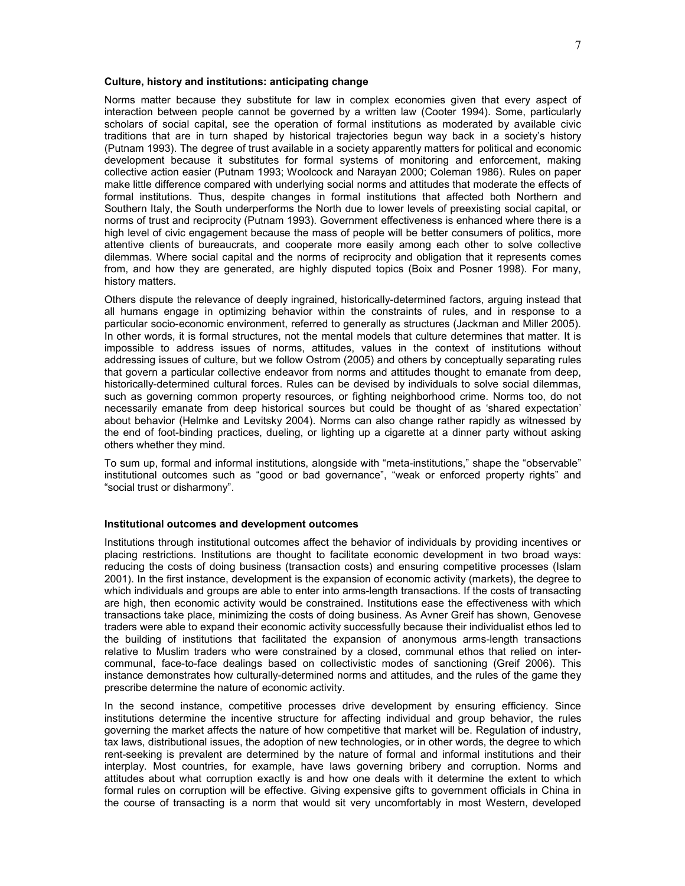**Culture, history and institutions: anticipating change**

Norms matter because they substitute for law in complex economies given that every aspect of interaction between people cannot be governed by a written law (Cooter 1994). Some, particularly scholars of social capital, see the operation of formal institutions as moderated by available civic traditions that are in turn shaped by historical trajectories begun way back in a society's history (Putnam 1993). The degree of trust available in a society apparently matters for political and economic development because it substitutes for formal systems of monitoring and enforcement, making collective action easier (Putnam 1993; Woolcock and Narayan 2000; Coleman 1986). Rules on paper make little difference compared with underlying social norms and attitudes that moderate the effects of formal institutions. Thus, despite changes in formal institutions that affected both Northern and Southern Italy, the South underperforms the North due to lower levels of preexisting social capital, or norms of trust and reciprocity (Putnam 1993). Government effectiveness is enhanced where there is a high level of civic engagement because the mass of people will be better consumers of politics, more attentive clients of bureaucrats, and cooperate more easily among each other to solve collective dilemmas. Where social capital and the norms of reciprocity and obligation that it represents comes from, and how they are generated, are highly disputed topics (Boix and Posner 1998). For many, history matters.

Others dispute the relevance of deeply ingrained, historically-determined factors, arguing instead that all humans engage in optimizing behavior within the constraints of rules, and in response to a particular socio-economic environment, referred to generally as structures (Jackman and Miller 2005). In other words, it is formal structures, not the mental models that culture determines that matter. It is impossible to address issues of norms, attitudes, values in the context of institutions without addressing issues of culture, but we follow Ostrom (2005) and others by conceptually separating rules that govern a particular collective endeavor from norms and attitudes thought to emanate from deep, historically-determined cultural forces. Rules can be devised by individuals to solve social dilemmas, such as governing common property resources, or fighting neighborhood crime. Norms too, do not necessarily emanate from deep historical sources but could be thought of as 'shared expectation' about behavior (Helmke and Levitsky 2004). Norms can also change rather rapidly as witnessed by the end of foot-binding practices, dueling, or lighting up a cigarette at a dinner party without asking others whether they mind.

To sum up, formal and informal institutions, alongside with "meta-institutions," shape the "observable" institutional outcomes such as "good or bad governance", "weak or enforced property rights" and "social trust or disharmony".

**Institutional outcomes and development outcomes**

Institutions through institutional outcomes affect the behavior of individuals by providing incentives or placing restrictions. Institutions are thought to facilitate economic development in two broad ways: reducing the costs of doing business (transaction costs) and ensuring competitive processes (Islam 2001). In the first instance, development is the expansion of economic activity (markets), the degree to which individuals and groups are able to enter into arms-length transactions. If the costs of transacting are high, then economic activity would be constrained. Institutions ease the effectiveness with which transactions take place, minimizing the costs of doing business. As Avner Greif has shown, Genovese traders were able to expand their economic activity successfully because their individualist ethos led to the building of institutions that facilitated the expansion of anonymous arms-length transactions relative to Muslim traders who were constrained by a closed, communal ethos that relied on inter-communal, face-to-face dealings based on collectivistic modes of sanctioning (Greif 2006). This instance demonstrates how culturally-determined norms and attitudes, and the rules of the game they prescribe determine the nature of economic activity.

In the second instance, competitive processes drive development by ensuring efficiency. Since institutions determine the incentive structure for affecting individual and group behavior, the rules governing the market affects the nature of how competitive that market will be. Regulation of industry, tax laws, distributional issues, the adoption of new technologies, or in other words, the degree to which rent-seeking is prevalent are determined by the nature of formal and informal institutions and their interplay. Most countries, for example, have laws governing bribery and corruption. Norms and attitudes about what corruption exactly is and how one deals with it determine the extent to which formal rules on corruption will be effective. Giving expensive gifts to government officials in China in the course of transacting is a norm that would sit very uncomfortably in most Western, developed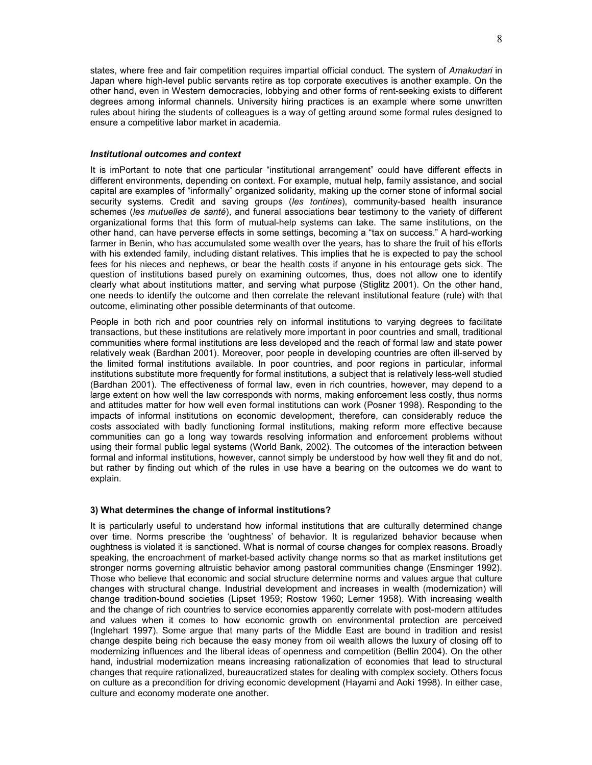states, where free and fair competition requires impartial official conduct. The system of *Amakudari* in Japan where high-level public servants retire as top corporate executives is another example. On the other hand, even in Western democracies, lobbying and other forms of rent-seeking exists to different degrees among informal channels. University hiring practices is an example where some unwritten rules about hiring the students of colleagues is a way of getting around some formal rules designed to ensure a competitive labor market in academia.

#### *Institutional outcomes and context*

It is imPortant to note that one particular "institutional arrangement" could have different effects in different environments, depending on context. For example, mutual help, family assistance, and social capital are examples of "informally" organized solidarity, making up the corner stone of informal social security systems. Credit and saving groups (*les tontines*), community-based health insurance schemes (*les mutuelles de santé*), and funeral associations bear testimony to the variety of different organizational forms that this form of mutual-help systems can take. The same institutions, on the other hand, can have perverse effects in some settings, becoming a "tax on success." A hard-working farmer in Benin, who has accumulated some wealth over the years, has to share the fruit of his efforts with his extended family, including distant relatives. This implies that he is expected to pay the school fees for his nieces and nephews, or bear the health costs if anyone in his entourage gets sick. The question of institutions based purely on examining outcomes, thus, does not allow one to identify clearly what about institutions matter, and serving what purpose (Stiglitz 2001). On the other hand, one needs to identify the outcome and then correlate the relevant institutional feature (rule) with that outcome, eliminating other possible determinants of that outcome.

People in both rich and poor countries rely on informal institutions to varying degrees to facilitate transactions, but these institutions are relatively more important in poor countries and small, traditional communities where formal institutions are less developed and the reach of formal law and state power relatively weak (Bardhan 2001). Moreover, poor people in developing countries are often ill-served by the limited formal institutions available. In poor countries, and poor regions in particular, informal institutions substitute more frequently for formal institutions, a subject that is relatively less-well studied (Bardhan 2001). The effectiveness of formal law, even in rich countries, however, may depend to a large extent on how well the law corresponds with norms, making enforcement less costly, thus norms and attitudes matter for how well even formal institutions can work (Posner 1998). Responding to the impacts of informal institutions on economic development, therefore, can considerably reduce the costs associated with badly functioning formal institutions, making reform more effective because communities can go a long way towards resolving information and enforcement problems without using their formal public legal systems (World Bank, 2002). The outcomes of the interaction between formal and informal institutions, however, cannot simply be understood by how well they fit and do not, but rather by finding out which of the rules in use have a bearing on the outcomes we do want to explain.

#### 3) What determines the change of informal institutions?

It is particularly useful to understand how informal institutions that are culturally determined change over time. Norms prescribe the 'oughtness' of behavior. It is regularized behavior because when oughtness is violated it is sanctioned. What is normal of course changes for complex reasons. Broadly speaking, the encroachment of market-based activity change norms so that as market institutions get stronger norms governing altruistic behavior among pastoral communities change (Ensminger 1992). Those who believe that economic and social structure determine norms and values argue that culture changes with structural change. Industrial development and increases in wealth (modernization) will change tradition-bound societies (Lipset 1959; Rostow 1960; Lerner 1958). With increasing wealth and the change of rich countries to service economies apparently correlate with post-modern attitudes and values when it comes to how economic growth on environmental protection are perceived (Inglehart 1997). Some argue that many parts of the Middle East are bound in tradition and resist change despite being rich because the easy money from oil wealth allows the luxury of closing off to modernizing influences and the liberal ideas of openness and competition (Bellin 2004). On the other hand, industrial modernization means increasing rationalization of economies that lead to structural changes that require rationalized, bureaucratized states for dealing with complex society. Others focus on culture as a precondition for driving economic development (Hayami and Aoki 1998). In either case, culture and economy moderate one another.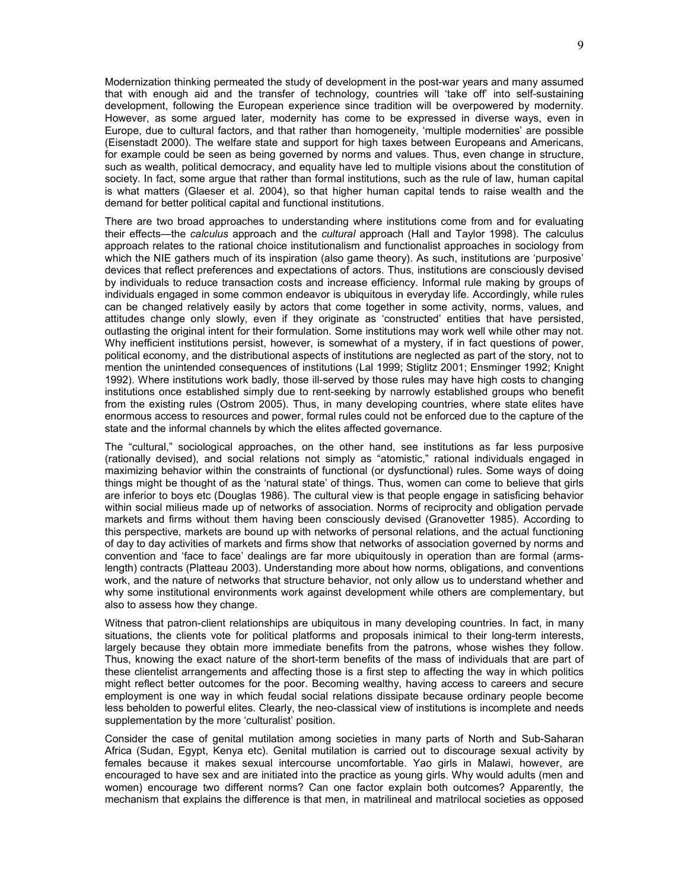Modernization thinking permeated the study of development in the post-war years and many assumed that with enough aid and the transfer of technology, countries will 'take off' into self-sustaining development, following the European experience since tradition will be overpowered by modernity. However, as some argued later, modernity has come to be expressed in diverse ways, even in Europe, due to cultural factors, and that rather than homogeneity, 'multiple modernities' are possible (Eisenstadt 2000). The welfare state and support for high taxes between Europeans and Americans, for example could be seen as being governed by norms and values. Thus, even change in structure, such as wealth, political democracy, and equality have led to multiple visions about the constitution of society. In fact, some argue that rather than formal institutions, such as the rule of law, human capital is what matters (Glaeser et al. 2004), so that higher human capital tends to raise wealth and the demand for better political capital and functional institutions.

There are two broad approaches to understanding where institutions come from and for evaluating their effects—the *calculus* approach and the *cultural* approach (Hall and Taylor 1998). The calculus approach relates to the rational choice institutionalism and functionalist approaches in sociology from which the NIE gathers much of its inspiration (also game theory). As such, institutions are 'purposive' devices that reflect preferences and expectations of actors. Thus, institutions are consciously devised by individuals to reduce transaction costs and increase efficiency. Informal rule making by groups of individuals engaged in some common endeavor is ubiquitous in everyday life. Accordingly, while rules can be changed relatively easily by actors that come together in some activity, norms, values, and attitudes change only slowly, even if they originate as 'constructed' entities that have persisted, outlasting the original intent for their formulation. Some institutions may work well while other may not. Why inefficient institutions persist, however, is somewhat of a mystery, if in fact questions of power, political economy, and the distributional aspects of institutions are neglected as part of the story, not to mention the unintended consequences of institutions (Lal 1999; Stiglitz 2001; Ensminger 1992; Knight 1992). Where institutions work badly, those ill-served by those rules may have high costs to changing institutions once established simply due to rent-seeking by narrowly established groups who benefit from the existing rules (Ostrom 2005). Thus, in many developing countries, where state elites have enormous access to resources and power, formal rules could not be enforced due to the capture of the state and the informal channels by which the elites affected governance.

The "cultural," sociological approaches, on the other hand, see institutions as far less purposive (rationally devised), and social relations not simply as "atomistic," rational individuals engaged in maximizing behavior within the constraints of functional (or dysfunctional) rules. Some ways of doing things might be thought of as the 'natural state' of things. Thus, women can come to believe that girls are inferior to boys etc (Douglas 1986). The cultural view is that people engage in satisficing behavior within social milieus made up of networks of association. Norms of reciprocity and obligation pervade markets and firms without them having been consciously devised (Granovetter 1985). According to this perspective, markets are bound up with networks of personal relations, and the actual functioning of day to day activities of markets and firms show that networks of association governed by norms and convention and 'face to face' dealings are far more ubiquitously in operation than are formal (arms-length) contracts (Platteau 2003). Understanding more about how norms, obligations, and conventions work, and the nature of networks that structure behavior, not only allow us to understand whether and why some institutional environments work against development while others are complementary, but also to assess how they change.

Witness that patron-client relationships are ubiquitous in many developing countries. In fact, in many situations, the clients vote for political platforms and proposals inimical to their long-term interests, largely because they obtain more immediate benefits from the patrons, whose wishes they follow. Thus, knowing the exact nature of the short-term benefits of the mass of individuals that are part of these clientelist arrangements and affecting those is a first step to affecting the way in which politics might reflect better outcomes for the poor. Becoming wealthy, having access to careers and secure employment is one way in which feudal social relations dissipate because ordinary people become less beholden to powerful elites. Clearly, the neo-classical view of institutions is incomplete and needs supplementation by the more 'culturalist' position.

Consider the case of genital mutilation among societies in many parts of North and Sub-Saharan Africa (Sudan, Egypt, Kenya etc). Genital mutilation is carried out to discourage sexual activity by females because it makes sexual intercourse uncomfortable. Yao girls in Malawi, however, are encouraged to have sex and are initiated into the practice as young girls. Why would adults (men and women) encourage two different norms? Can one factor explain both outcomes? Apparently, the mechanism that explains the difference is that men, in matrilineal and matrilocal societies as opposed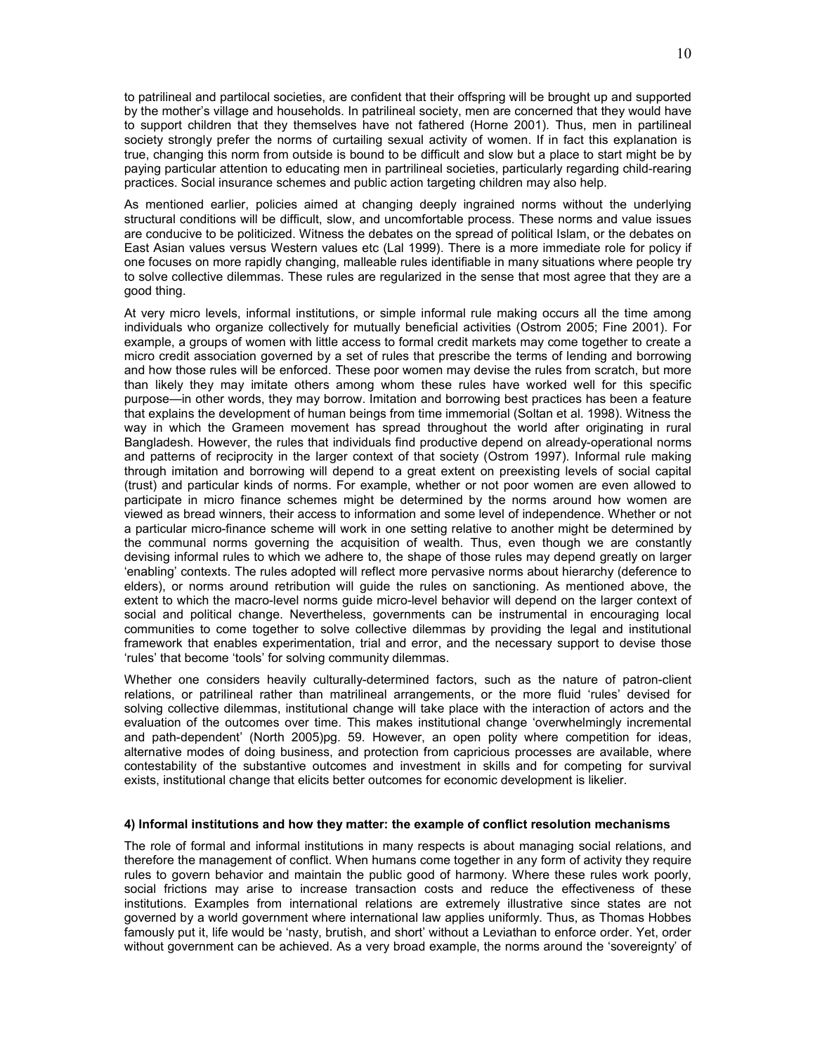to patrilineal and partilocal societies, are confident that their offspring will be brought up and supported by the mother's village and households. In patrilineal society, men are concerned that they would have to support children that they themselves have not fathered (Horne 2001). Thus, men in partilineal society strongly prefer the norms of curtailing sexual activity of women. If in fact this explanation is true, changing this norm from outside is bound to be difficult and slow but a place to start might be by paying particular attention to educating men in partrilineal societies, particularly regarding child-rearing practices. Social insurance schemes and public action targeting children may also help.

As mentioned earlier, policies aimed at changing deeply ingrained norms without the underlying structural conditions will be difficult, slow, and uncomfortable process. These norms and value issues are conducive to be politicized. Witness the debates on the spread of political Islam, or the debates on East Asian values versus Western values etc (Lal 1999). There is a more immediate role for policy if one focuses on more rapidly changing, malleable rules identifiable in many situations where people try to solve collective dilemmas. These rules are regularized in the sense that most agree that they are a good thing.

At very micro levels, informal institutions, or simple informal rule making occurs all the time among individuals who organize collectively for mutually beneficial activities (Ostrom 2005; Fine 2001). For example, a groups of women with little access to formal credit markets may come together to create a micro credit association governed by a set of rules that prescribe the terms of lending and borrowing and how those rules will be enforced. These poor women may devise the rules from scratch, but more than likely they may imitate others among whom these rules have worked well for this specific purpose—in other words, they may borrow. Imitation and borrowing best practices has been a feature that explains the development of human beings from time immemorial (Soltan et al. 1998). Witness the way in which the Grameen movement has spread throughout the world after originating in rural Bangladesh. However, the rules that individuals find productive depend on already-operational norms and patterns of reciprocity in the larger context of that society (Ostrom 1997). Informal rule making through imitation and borrowing will depend to a great extent on preexisting levels of social capital (trust) and particular kinds of norms. For example, whether or not poor women are even allowed to participate in micro finance schemes might be determined by the norms around how women are viewed as bread winners, their access to information and some level of independence. Whether or not a particular micro-finance scheme will work in one setting relative to another might be determined by the communal norms governing the acquisition of wealth. Thus, even though we are constantly devising informal rules to which we adhere to, the shape of those rules may depend greatly on larger 'enabling' contexts. The rules adopted will reflect more pervasive norms about hierarchy (deference to elders), or norms around retribution will guide the rules on sanctioning. As mentioned above, the extent to which the macro-level norms guide micro-level behavior will depend on the larger context of social and political change. Nevertheless, governments can be instrumental in encouraging local communities to come together to solve collective dilemmas by providing the legal and institutional framework that enables experimentation, trial and error, and the necessary support to devise those 'rules' that become 'tools' for solving community dilemmas.

Whether one considers heavily culturally-determined factors, such as the nature of patron-client relations, or patrilineal rather than matrilineal arrangements, or the more fluid 'rules' devised for solving collective dilemmas, institutional change will take place with the interaction of actors and the evaluation of the outcomes over time. This makes institutional change 'overwhelmingly incremental and path-dependent' (North 2005)pg. 59. However, an open polity where competition for ideas, alternative modes of doing business, and protection from capricious processes are available, where contestability of the substantive outcomes and investment in skills and for competing for survival exists, institutional change that elicits better outcomes for economic development is likelier.

#### 4) Informal institutions and how they matter: the example of conflict resolution mechanisms

The role of formal and informal institutions in many respects is about managing social relations, and therefore the management of conflict. When humans come together in any form of activity they require rules to govern behavior and maintain the public good of harmony. Where these rules work poorly, social frictions may arise to increase transaction costs and reduce the effectiveness of these institutions. Examples from international relations are extremely illustrative since states are not governed by a world government where international law applies uniformly. Thus, as Thomas Hobbes famously put it, life would be 'nasty, brutish, and short' without a Leviathan to enforce order. Yet, order without government can be achieved. As a very broad example, the norms around the 'sovereignty' of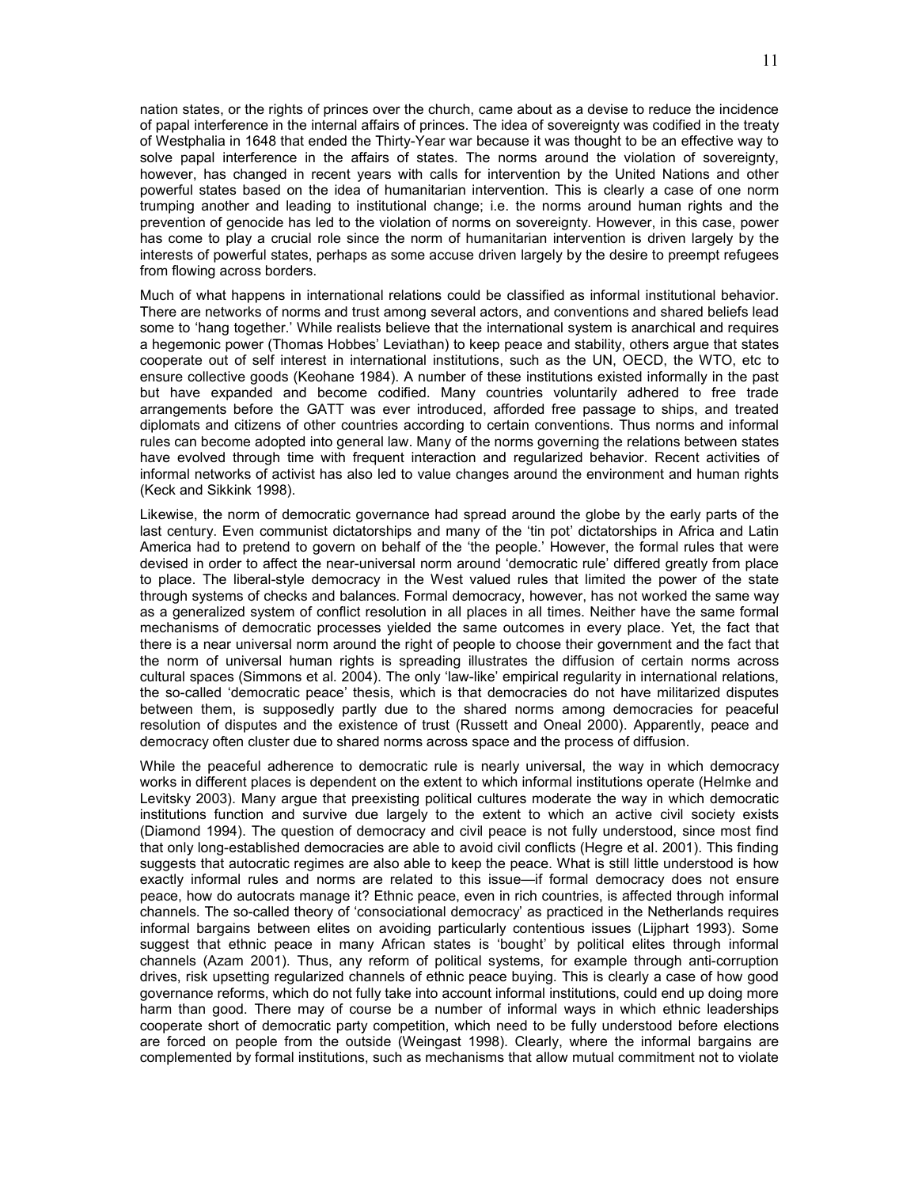nation states, or the rights of princes over the church, came about as a devise to reduce the incidence of papal interference in the internal affairs of princes. The idea of sovereignty was codified in the treaty of Westphalia in 1648 that ended the Thirty-Year war because it was thought to be an effective way to solve papal interference in the affairs of states. The norms around the violation of sovereignty, however, has changed in recent years with calls for intervention by the United Nations and other powerful states based on the idea of humanitarian intervention. This is clearly a case of one norm trumping another and leading to institutional change; i.e. the norms around human rights and the prevention of genocide has led to the violation of norms on sovereignty. However, in this case, power has come to play a crucial role since the norm of humanitarian intervention is driven largely by the interests of powerful states, perhaps as some accuse driven largely by the desire to preempt refugees from flowing across borders.

Much of what happens in international relations could be classified as informal institutional behavior. There are networks of norms and trust among several actors, and conventions and shared beliefs lead some to 'hang together.' While realists believe that the international system is anarchical and requires a hegemonic power (Thomas Hobbes' Leviathan) to keep peace and stability, others argue that states cooperate out of self interest in international institutions, such as the UN, OECD, the WTO, etc to ensure collective goods (Keohane 1984). A number of these institutions existed informally in the past but have expanded and become codified. Many countries voluntarily adhered to free trade arrangements before the GATT was ever introduced, afforded free passage to ships, and treated diplomats and citizens of other countries according to certain conventions. Thus norms and informal rules can become adopted into general law. Many of the norms governing the relations between states have evolved through time with frequent interaction and regularized behavior. Recent activities of informal networks of activist has also led to value changes around the environment and human rights (Keck and Sikkink 1998).

Likewise, the norm of democratic governance had spread around the globe by the early parts of the last century. Even communist dictatorships and many of the 'tin pot' dictatorships in Africa and Latin America had to pretend to govern on behalf of the 'the people.' However, the formal rules that were devised in order to affect the near-universal norm around 'democratic rule' differed greatly from place to place. The liberal-style democracy in the West valued rules that limited the power of the state through systems of checks and balances. Formal democracy, however, has not worked the same way as a generalized system of conflict resolution in all places in all times. Neither have the same formal mechanisms of democratic processes yielded the same outcomes in every place. Yet, the fact that there is a near universal norm around the right of people to choose their government and the fact that the norm of universal human rights is spreading illustrates the diffusion of certain norms across cultural spaces (Simmons et al. 2004). The only 'law-like' empirical regularity in international relations, the so-called 'democratic peace' thesis, which is that democracies do not have militarized disputes between them, is supposedly partly due to the shared norms among democracies for peaceful resolution of disputes and the existence of trust (Russett and Oneal 2000). Apparently, peace and democracy often cluster due to shared norms across space and the process of diffusion.

While the peaceful adherence to democratic rule is nearly universal, the way in which democracy works in different places is dependent on the extent to which informal institutions operate (Helmke and Levitsky 2003). Many argue that preexisting political cultures moderate the way in which democratic institutions function and survive due largely to the extent to which an active civil society exists (Diamond 1994). The question of democracy and civil peace is not fully understood, since most find that only long-established democracies are able to avoid civil conflicts (Hegre et al. 2001). This finding suggests that autocratic regimes are also able to keep the peace. What is still little understood is how exactly informal rules and norms are related to this issue—if formal democracy does not ensure peace, how do autocrats manage it? Ethnic peace, even in rich countries, is affected through informal channels. The so-called theory of 'consociational democracy' as practiced in the Netherlands requires informal bargains between elites on avoiding particularly contentious issues (Lijphart 1993). Some suggest that ethnic peace in many African states is 'bought' by political elites through informal channels (Azam 2001). Thus, any reform of political systems, for example through anti-corruption drives, risk upsetting regularized channels of ethnic peace buying. This is clearly a case of how good governance reforms, which do not fully take into account informal institutions, could end up doing more harm than good. There may of course be a number of informal ways in which ethnic leaderships cooperate short of democratic party competition, which need to be fully understood before elections are forced on people from the outside (Weingast 1998). Clearly, where the informal bargains are complemented by formal institutions, such as mechanisms that allow mutual commitment not to violate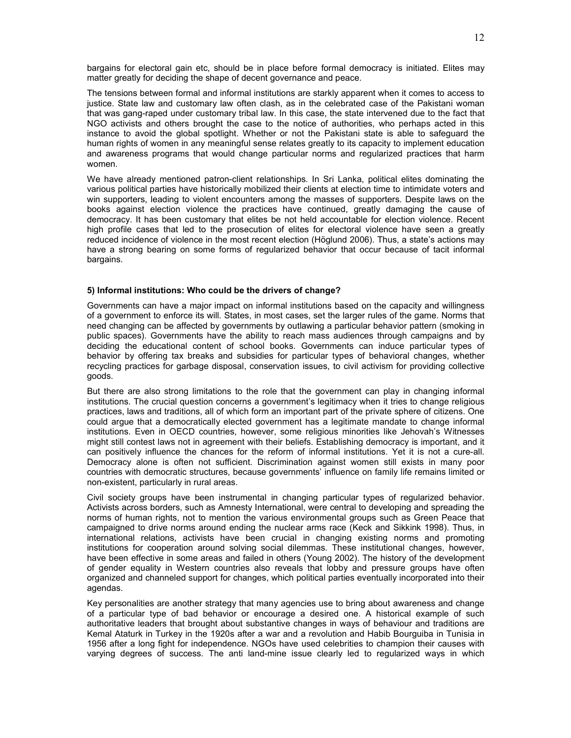bargains for electoral gain etc, should be in place before formal democracy is initiated. Elites may matter greatly for deciding the shape of decent governance and peace.

The tensions between formal and informal institutions are starkly apparent when it comes to access to justice. State law and customary law often clash, as in the celebrated case of the Pakistani woman that was gang-raped under customary tribal law. In this case, the state intervened due to the fact that NGO activists and others brought the case to the notice of authorities, who perhaps acted in this instance to avoid the global spotlight. Whether or not the Pakistani state is able to safeguard the human rights of women in any meaningful sense relates greatly to its capacity to implement education and awareness programs that would change particular norms and regularized practices that harm women.

We have already mentioned patron-client relationships. In Sri Lanka, political elites dominating the various political parties have historically mobilized their clients at election time to intimidate voters and win supporters, leading to violent encounters among the masses of supporters. Despite laws on the books against election violence the practices have continued, greatly damaging the cause of democracy. It has been customary that elites be not held accountable for election violence. Recent high profile cases that led to the prosecution of elites for electoral violence have seen a greatly reduced incidence of violence in the most recent election (Höglund 2006). Thus, a state's actions may have a strong bearing on some forms of regularized behavior that occur because of tacit informal bargains.

#### 5) Informal institutions: Who could be the drivers of change?

Governments can have a major impact on informal institutions based on the capacity and willingness of a government to enforce its will. States, in most cases, set the larger rules of the game. Norms that need changing can be affected by governments by outlawing a particular behavior pattern (smoking in public spaces). Governments have the ability to reach mass audiences through campaigns and by deciding the educational content of school books. Governments can induce particular types of behavior by offering tax breaks and subsidies for particular types of behavioral changes, whether recycling practices for garbage disposal, conservation issues, to civil activism for providing collective goods.

But there are also strong limitations to the role that the government can play in changing informal institutions. The crucial question concerns a government's legitimacy when it tries to change religious practices, laws and traditions, all of which form an important part of the private sphere of citizens. One could argue that a democratically elected government has a legitimate mandate to change informal institutions. Even in OECD countries, however, some religious minorities like Jehovah's Witnesses might still contest laws not in agreement with their beliefs. Establishing democracy is important, and it can positively influence the chances for the reform of informal institutions. Yet it is not a cure-all. Democracy alone is often not sufficient. Discrimination against women still exists in many poor countries with democratic structures, because governments' influence on family life remains limited or non-existent, particularly in rural areas.

Civil society groups have been instrumental in changing particular types of regularized behavior. Activists across borders, such as Amnesty International, were central to developing and spreading the norms of human rights, not to mention the various environmental groups such as Green Peace that campaigned to drive norms around ending the nuclear arms race (Keck and Sikkink 1998). Thus, in international relations, activists have been crucial in changing existing norms and promoting institutions for cooperation around solving social dilemmas. These institutional changes, however, have been effective in some areas and failed in others (Young 2002). The history of the development of gender equality in Western countries also reveals that lobby and pressure groups have often organized and channeled support for changes, which political parties eventually incorporated into their agendas.

Key personalities are another strategy that many agencies use to bring about awareness and change of a particular type of bad behavior or encourage a desired one. A historical example of such authoritative leaders that brought about substantive changes in ways of behaviour and traditions are Kemal Ataturk in Turkey in the 1920s after a war and a revolution and Habib Bourguiba in Tunisia in 1956 after a long fight for independence. NGOs have used celebrities to champion their causes with varying degrees of success. The anti land-mine issue clearly led to regularized ways in which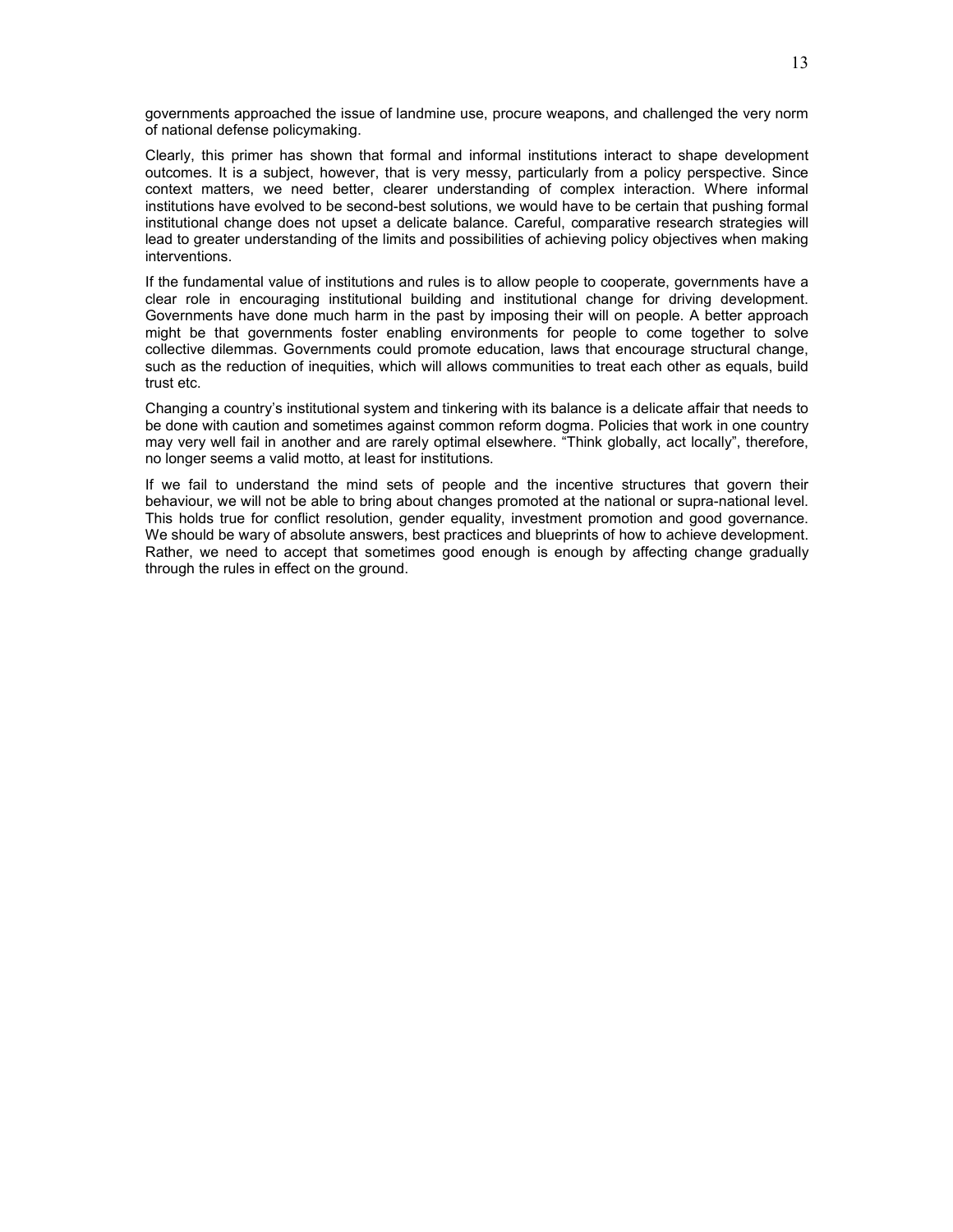governments approached the issue of landmine use, procure weapons, and challenged the very norm of national defense policymaking.

Clearly, this primer has shown that formal and informal institutions interact to shape development outcomes. It is a subject, however, that is very messy, particularly from a policy perspective. Since context matters, we need better, clearer understanding of complex interaction. Where informal institutions have evolved to be second-best solutions, we would have to be certain that pushing formal institutional change does not upset a delicate balance. Careful, comparative research strategies will lead to greater understanding of the limits and possibilities of achieving policy objectives when making interventions.

If the fundamental value of institutions and rules is to allow people to cooperate, governments have a clear role in encouraging institutional building and institutional change for driving development. Governments have done much harm in the past by imposing their will on people. A better approach might be that governments foster enabling environments for people to come together to solve collective dilemmas. Governments could promote education, laws that encourage structural change, such as the reduction of inequities, which will allows communities to treat each other as equals, build trust etc.

Changing a country's institutional system and tinkering with its balance is a delicate affair that needs to be done with caution and sometimes against common reform dogma. Policies that work in one country may very well fail in another and are rarely optimal elsewhere. "Think globally, act locally", therefore, no longer seems a valid motto, at least for institutions.

If we fail to understand the mind sets of people and the incentive structures that govern their behaviour, we will not be able to bring about changes promoted at the national or supra-national level. This holds true for conflict resolution, gender equality, investment promotion and good governance. We should be wary of absolute answers, best practices and blueprints of how to achieve development. Rather, we need to accept that sometimes good enough is enough by affecting change gradually through the rules in effect on the ground.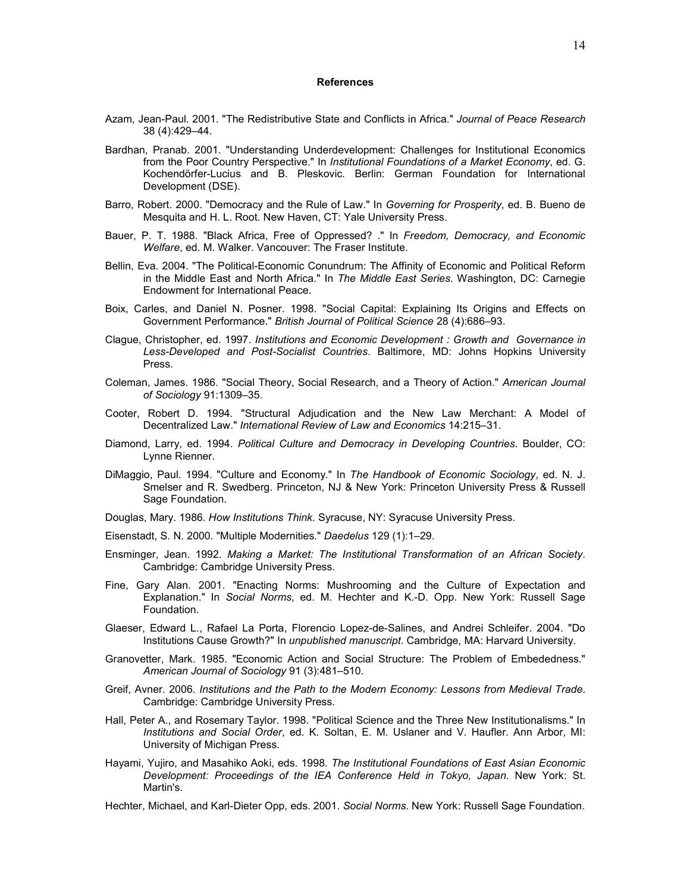# References

Azam, Jean-Paul. 2001. "The Redistributive State and Conflicts in Africa." *Journal of Peace Research* 38 (4):429–44.

Bardhan, Pranab. 2001. "Understanding Underdevelopment: Challenges for Institutional Economics from the Poor Country Perspective." In *Institutional Foundations of a Market Economy*, ed. G. Kochendörfer-Lucius and B. Pleskovic. Berlin: German Foundation for International Development (DSE).

Barro, Robert. 2000. "Democracy and the Rule of Law." In *Governing for Prosperity*, ed. B. Bueno de Mesquita and H. L. Root. New Haven, CT: Yale University Press.

Bauer, P. T. 1988. "Black Africa, Free of Oppressed? ." In *Freedom, Democracy, and Economic Welfare*, ed. M. Walker. Vancouver: The Fraser Institute.

Bellin, Eva. 2004. "The Political-Economic Conundrum: The Affinity of Economic and Political Reform in the Middle East and North Africa." In *The Middle East Series*. Washington, DC: Carnegie Endowment for International Peace.

Boix, Carles, and Daniel N. Posner. 1998. "Social Capital: Explaining Its Origins and Effects on Government Performance." *British Journal of Political Science* 28 (4):686–93.

Clague, Christopher, ed. 1997. *Institutions and Economic Development : Growth and Governance in Less-Developed and Post-Socialist Countries*. Baltimore, MD: Johns Hopkins University Press.

Coleman, James. 1986. "Social Theory, Social Research, and a Theory of Action." *American Journal of Sociology* 91:1309–35.

Cooter, Robert D. 1994. "Structural Adjudication and the New Law Merchant: A Model of Decentralized Law." *International Review of Law and Economics* 14:215–31.

Diamond, Larry, ed. 1994. *Political Culture and Democracy in Developing Countries*. Boulder, CO: Lynne Rienner.

DiMaggio, Paul. 1994. "Culture and Economy." In *The Handbook of Economic Sociology*, ed. N. J. Smelser and R. Swedberg. Princeton, NJ & New York: Princeton University Press & Russell Sage Foundation.

Douglas, Mary. 1986. *How Institutions Think*. Syracuse, NY: Syracuse University Press.

Eisenstadt, S. N. 2000. "Multiple Modernities." *Daedelus* 129 (1):1–29.

Ensminger, Jean. 1992. *Making a Market: The Institutional Transformation of an African Society*. Cambridge: Cambridge University Press.

Fine, Gary Alan. 2001. "Enacting Norms: Mushrooming and the Culture of Expectation and Explanation." In *Social Norms*, ed. M. Hechter and K.-D. Opp. New York: Russell Sage Foundation.

Glaeser, Edward L., Rafael La Porta, Florencio Lopez-de-Salines, and Andrei Schleifer. 2004. "Do Institutions Cause Growth?" In *unpublished manuscript*. Cambridge, MA: Harvard University.

Granovetter, Mark. 1985. "Economic Action and Social Structure: The Problem of Embededness." *American Journal of Sociology* 91 (3):481–510.

Greif, Avner. 2006. *Institutions and the Path to the Modern Economy: Lessons from Medieval Trade*. Cambridge: Cambridge University Press.

Hall, Peter A., and Rosemary Taylor. 1998. "Political Science and the Three New Institutionalisms." In *Institutions and Social Order*, ed. K. Soltan, E. M. Uslaner and V. Haufler. Ann Arbor, MI: University of Michigan Press.

Hayami, Yujiro, and Masahiko Aoki, eds. 1998. *The Institutional Foundations of East Asian Economic Development: Proceedings of the IEA Conference Held in Tokyo, Japan*. New York: St. Martin's.

Hechter, Michael, and Karl-Dieter Opp, eds. 2001. *Social Norms*. New York: Russell Sage Foundation.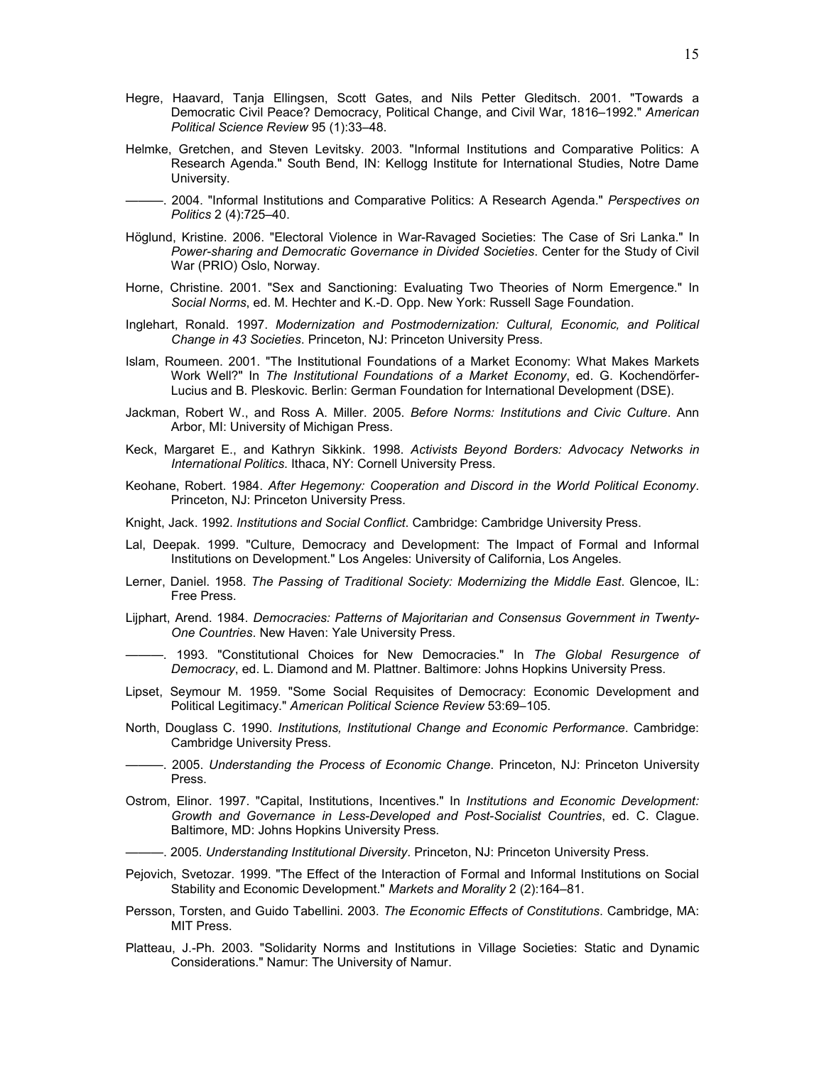Hegre, Haavard, Tanja Ellingsen, Scott Gates, and Nils Petter Gleditsch. 2001. "Towards a Democratic Civil Peace? Democracy, Political Change, and Civil War, 1816–1992." *American Political Science Review* 95 (1):33–48.

Helmke, Gretchen, and Steven Levitsky. 2003. "Informal Institutions and Comparative Politics: A Research Agenda." South Bend, IN: Kellogg Institute for International Studies, Notre Dame University.

———. 2004. "Informal Institutions and Comparative Politics: A Research Agenda." *Perspectives on Politics* 2 (4):725–40.

Höglund, Kristine. 2006. "Electoral Violence in War-Ravaged Societies: The Case of Sri Lanka." In *Power-sharing and Democratic Governance in Divided Societies*. Center for the Study of Civil War (PRIO) Oslo, Norway.

Horne, Christine. 2001. "Sex and Sanctioning: Evaluating Two Theories of Norm Emergence." In *Social Norms*, ed. M. Hechter and K.-D. Opp. New York: Russell Sage Foundation.

Inglehart, Ronald. 1997. *Modernization and Postmodernization: Cultural, Economic, and Political Change in 43 Societies*. Princeton, NJ: Princeton University Press.

Islam, Roumeen. 2001. "The Institutional Foundations of a Market Economy: What Makes Markets Work Well?" In *The Institutional Foundations of a Market Economy*, ed. G. Kochendörfer-Lucius and B. Pleskovic. Berlin: German Foundation for International Development (DSE).

Jackman, Robert W., and Ross A. Miller. 2005. *Before Norms: Institutions and Civic Culture*. Ann Arbor, MI: University of Michigan Press.

Keck, Margaret E., and Kathryn Sikkink. 1998. *Activists Beyond Borders: Advocacy Networks in International Politics*. Ithaca, NY: Cornell University Press.

Keohane, Robert. 1984. *After Hegemony: Cooperation and Discord in the World Political Economy*. Princeton, NJ: Princeton University Press.

Knight, Jack. 1992. *Institutions and Social Conflict*. Cambridge: Cambridge University Press.

Lal, Deepak. 1999. "Culture, Democracy and Development: The Impact of Formal and Informal Institutions on Development." Los Angeles: University of California, Los Angeles.

Lerner, Daniel. 1958. *The Passing of Traditional Society: Modernizing the Middle East*. Glencoe, IL: Free Press.

Lijphart, Arend. 1984. *Democracies: Patterns of Majoritarian and Consensus Government in Twenty-One Countries*. New Haven: Yale University Press.

———. 1993. "Constitutional Choices for New Democracies." In *The Global Resurgence of Democracy*, ed. L. Diamond and M. Plattner. Baltimore: Johns Hopkins University Press.

Lipset, Seymour M. 1959. "Some Social Requisites of Democracy: Economic Development and Political Legitimacy." *American Political Science Review* 53:69–105.

North, Douglass C. 1990. *Institutions, Institutional Change and Economic Performance*. Cambridge: Cambridge University Press.

———. 2005. *Understanding the Process of Economic Change*. Princeton, NJ: Princeton University Press.

Ostrom, Elinor. 1997. "Capital, Institutions, Incentives." In *Institutions and Economic Development: Growth and Governance in Less-Developed and Post-Socialist Countries*, ed. C. Clague. Baltimore, MD: Johns Hopkins University Press.

———. 2005. *Understanding Institutional Diversity*. Princeton, NJ: Princeton University Press.

Pejovich, Svetozar. 1999. "The Effect of the Interaction of Formal and Informal Institutions on Social Stability and Economic Development." *Markets and Morality* 2 (2):164–81.

Persson, Torsten, and Guido Tabellini. 2003. *The Economic Effects of Constitutions*. Cambridge, MA: MIT Press.

Platteau, J.-Ph. 2003. "Solidarity Norms and Institutions in Village Societies: Static and Dynamic Considerations." Namur: The University of Namur.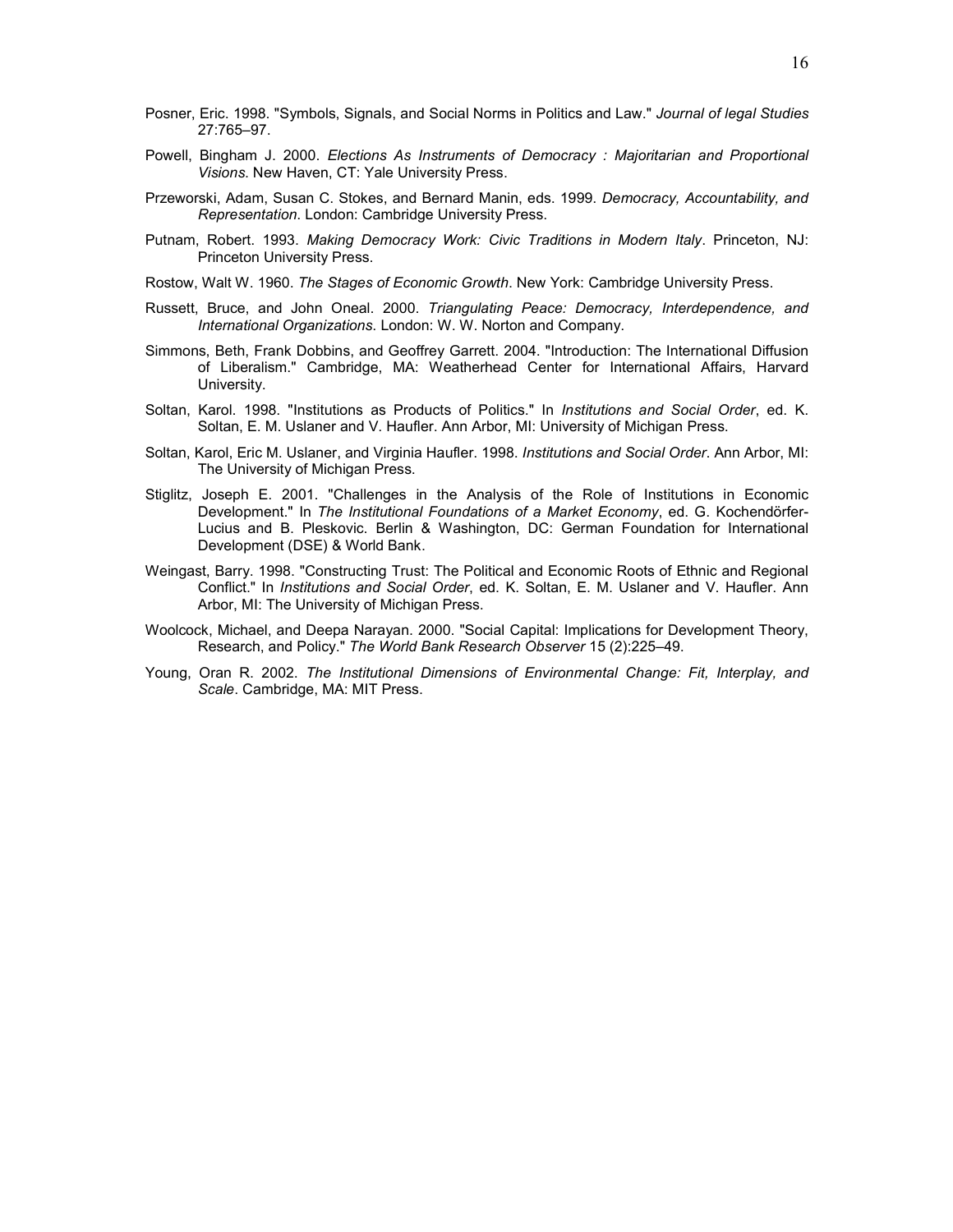Posner, Eric. 1998. "Symbols, Signals, and Social Norms in Politics and Law." *Journal of legal Studies* 27:765–97.

Powell, Bingham J. 2000. *Elections As Instruments of Democracy : Majoritarian and Proportional Visions*. New Haven, CT: Yale University Press.

Przeworski, Adam, Susan C. Stokes, and Bernard Manin, eds. 1999. *Democracy, Accountability, and Representation*. London: Cambridge University Press.

Putnam, Robert. 1993. *Making Democracy Work: Civic Traditions in Modern Italy*. Princeton, NJ: Princeton University Press.

Rostow, Walt W. 1960. *The Stages of Economic Growth*. New York: Cambridge University Press.

Russett, Bruce, and John Oneal. 2000. *Triangulating Peace: Democracy, Interdependence, and International Organizations*. London: W. W. Norton and Company.

Simmons, Beth, Frank Dobbins, and Geoffrey Garrett. 2004. "Introduction: The International Diffusion of Liberalism." Cambridge, MA: Weatherhead Center for International Affairs, Harvard University.

Soltan, Karol. 1998. "Institutions as Products of Politics." In *Institutions and Social Order*, ed. K. Soltan, E. M. Uslaner and V. Haufler. Ann Arbor, MI: University of Michigan Press.

Soltan, Karol, Eric M. Uslaner, and Virginia Haufler. 1998. *Institutions and Social Order*. Ann Arbor, MI: The University of Michigan Press.

Stiglitz, Joseph E. 2001. "Challenges in the Analysis of the Role of Institutions in Economic Development." In *The Institutional Foundations of a Market Economy*, ed. G. Kochendörfer-Lucius and B. Pleskovic. Berlin & Washington, DC: German Foundation for International Development (DSE) & World Bank.

Weingast, Barry. 1998. "Constructing Trust: The Political and Economic Roots of Ethnic and Regional Conflict." In *Institutions and Social Order*, ed. K. Soltan, E. M. Uslaner and V. Haufler. Ann Arbor, MI: The University of Michigan Press.

Woolcock, Michael, and Deepa Narayan. 2000. "Social Capital: Implications for Development Theory, Research, and Policy." *The World Bank Research Observer* 15 (2):225–49.

Young, Oran R. 2002. *The Institutional Dimensions of Environmental Change: Fit, Interplay, and Scale*. Cambridge, MA: MIT Press.